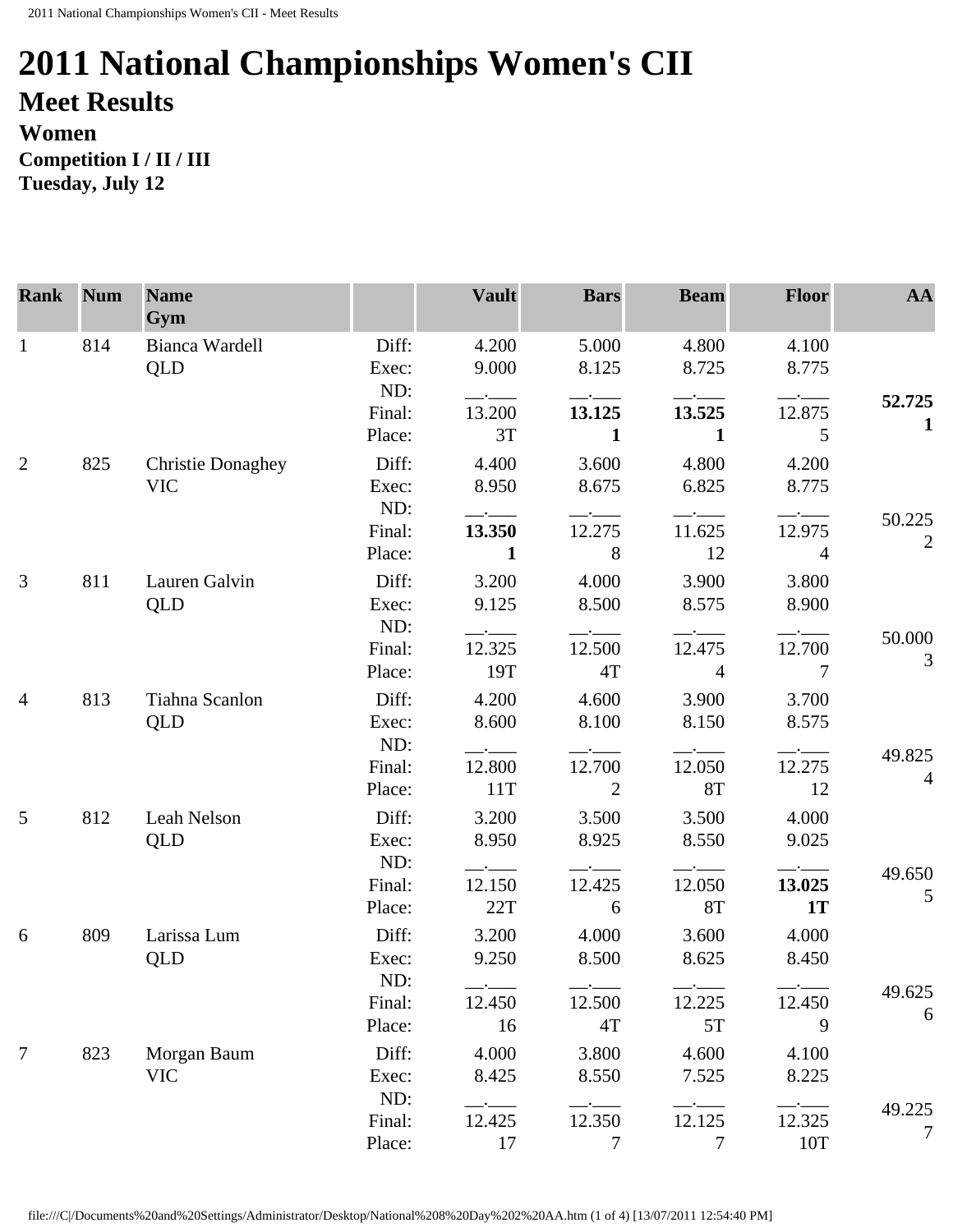// 2011 National Championships Women's CII

# 2011 National Championships Women's CII

## Meet Results

### Women

**Competition I / II / III**
**Tuesday, July 12**

| Rank | Num | Name<br>Gym | | Vault | Bars | Beam | Floor | AA |
|---|---|---|---|---|---|---|---|---|
| 1 | 814 | Bianca Wardell<br>QLD | Diff:<br>Exec:<br>ND:<br>Final:<br>Place: | 4.200<br>9.000<br>__.___<br>13.200<br>3T | 5.000<br>8.125<br>__.___<br>**13.125**<br>**1** | 4.800<br>8.725<br>__.___<br>**13.525**<br>**1** | 4.100<br>8.775<br>__.___<br>12.875<br>5 | **52.725**<br>**1** |
| 2 | 825 | Christie Donaghey<br>VIC | Diff:<br>Exec:<br>ND:<br>Final:<br>Place: | 4.400<br>8.950<br>__.___<br>**13.350**<br>**1** | 3.600<br>8.675<br>__.___<br>12.275<br>8 | 4.800<br>6.825<br>__.___<br>11.625<br>12 | 4.200<br>8.775<br>__.___<br>12.975<br>4 | 50.225<br>2 |
| 3 | 811 | Lauren Galvin<br>QLD | Diff:<br>Exec:<br>ND:<br>Final:<br>Place: | 3.200<br>9.125<br>__.___<br>12.325<br>19T | 4.000<br>8.500<br>__.___<br>12.500<br>4T | 3.900<br>8.575<br>__.___<br>12.475<br>4 | 3.800<br>8.900<br>__.___<br>12.700<br>7 | 50.000<br>3 |
| 4 | 813 | Tiahna Scanlon<br>QLD | Diff:<br>Exec:<br>ND:<br>Final:<br>Place: | 4.200<br>8.600<br>__.___<br>12.800<br>11T | 4.600<br>8.100<br>__.___<br>12.700<br>2 | 3.900<br>8.150<br>__.___<br>12.050<br>8T | 3.700<br>8.575<br>__.___<br>12.275<br>12 | 49.825<br>4 |
| 5 | 812 | Leah Nelson<br>QLD | Diff:<br>Exec:<br>ND:<br>Final:<br>Place: | 3.200<br>8.950<br>__.___<br>12.150<br>22T | 3.500<br>8.925<br>__.___<br>12.425<br>6 | 3.500<br>8.550<br>__.___<br>12.050<br>8T | 4.000<br>9.025<br>__.___<br>**13.025**<br>**1T** | 49.650<br>5 |
| 6 | 809 | Larissa Lum<br>QLD | Diff:<br>Exec:<br>ND:<br>Final:<br>Place: | 3.200<br>9.250<br>__.___<br>12.450<br>16 | 4.000<br>8.500<br>__.___<br>12.500<br>4T | 3.600<br>8.625<br>__.___<br>12.225<br>5T | 4.000<br>8.450<br>__.___<br>12.450<br>9 | 49.625<br>6 |
| 7 | 823 | Morgan Baum<br>VIC | Diff:<br>Exec:<br>ND:<br>Final:<br>Place: | 4.000<br>8.425<br>__.___<br>12.425<br>17 | 3.800<br>8.550<br>__.___<br>12.350<br>7 | 4.600<br>7.525<br>__.___<br>12.125<br>7 | 4.100<br>8.225<br>__.___<br>12.325<br>10T | 49.225<br>7 |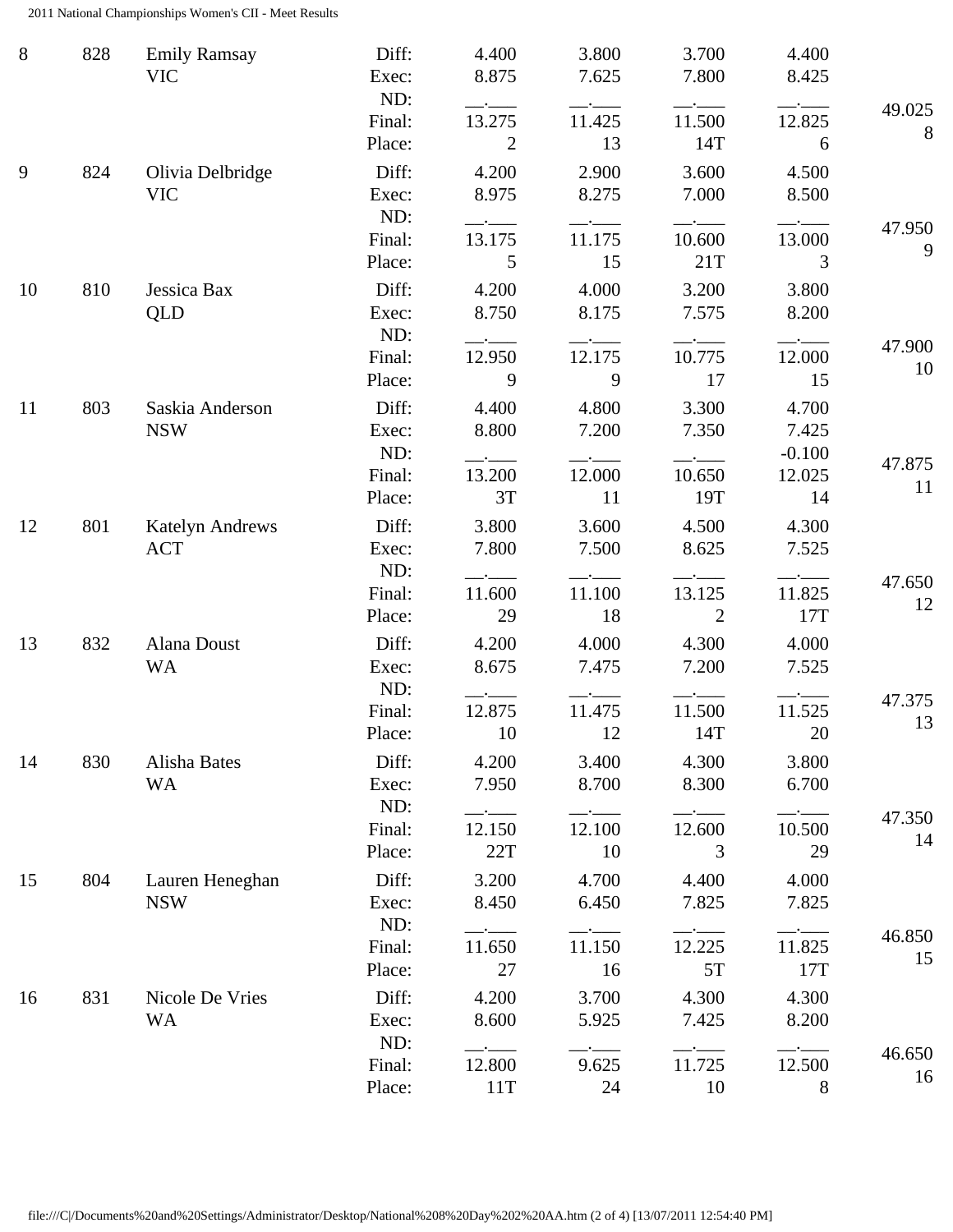| Rank | Num | Name | | Vault | Bars | Beam | Floor | AA |
|---|---|---|---|---|---|---|---|---|
| 8 | 828 | Emily Ramsay<br>VIC | Diff: | 4.400 | 3.800 | 3.700 | 4.400 | |
| | | | Exec: | 8.875 | 7.625 | 7.800 | 8.425 | |
| | | | ND: | __.___ | __.___ | __.___ | __.___ | |
| | | | Final: | 13.275 | 11.425 | 11.500 | 12.825 | 49.025 |
| | | | Place: | 2 | 13 | 14T | 6 | 8 |
| 9 | 824 | Olivia Delbridge<br>VIC | Diff: | 4.200 | 2.900 | 3.600 | 4.500 | |
| | | | Exec: | 8.975 | 8.275 | 7.000 | 8.500 | |
| | | | ND: | __.___ | __.___ | __.___ | __.___ | |
| | | | Final: | 13.175 | 11.175 | 10.600 | 13.000 | 47.950 |
| | | | Place: | 5 | 15 | 21T | 3 | 9 |
| 10 | 810 | Jessica Bax<br>QLD | Diff: | 4.200 | 4.000 | 3.200 | 3.800 | |
| | | | Exec: | 8.750 | 8.175 | 7.575 | 8.200 | |
| | | | ND: | __.___ | __.___ | __.___ | __.___ | |
| | | | Final: | 12.950 | 12.175 | 10.775 | 12.000 | 47.900 |
| | | | Place: | 9 | 9 | 17 | 15 | 10 |
| 11 | 803 | Saskia Anderson<br>NSW | Diff: | 4.400 | 4.800 | 3.300 | 4.700 | |
| | | | Exec: | 8.800 | 7.200 | 7.350 | 7.425 | |
| | | | ND: | __.___ | __.___ | __.___ | -0.100 | |
| | | | Final: | 13.200 | 12.000 | 10.650 | 12.025 | 47.875 |
| | | | Place: | 3T | 11 | 19T | 14 | 11 |
| 12 | 801 | Katelyn Andrews<br>ACT | Diff: | 3.800 | 3.600 | 4.500 | 4.300 | |
| | | | Exec: | 7.800 | 7.500 | 8.625 | 7.525 | |
| | | | ND: | __.___ | __.___ | __.___ | __.___ | |
| | | | Final: | 11.600 | 11.100 | 13.125 | 11.825 | 47.650 |
| | | | Place: | 29 | 18 | 2 | 17T | 12 |
| 13 | 832 | Alana Doust<br>WA | Diff: | 4.200 | 4.000 | 4.300 | 4.000 | |
| | | | Exec: | 8.675 | 7.475 | 7.200 | 7.525 | |
| | | | ND: | __.___ | __.___ | __.___ | __.___ | |
| | | | Final: | 12.875 | 11.475 | 11.500 | 11.525 | 47.375 |
| | | | Place: | 10 | 12 | 14T | 20 | 13 |
| 14 | 830 | Alisha Bates<br>WA | Diff: | 4.200 | 3.400 | 4.300 | 3.800 | |
| | | | Exec: | 7.950 | 8.700 | 8.300 | 6.700 | |
| | | | ND: | __.___ | __.___ | __.___ | __.___ | |
| | | | Final: | 12.150 | 12.100 | 12.600 | 10.500 | 47.350 |
| | | | Place: | 22T | 10 | 3 | 29 | 14 |
| 15 | 804 | Lauren Heneghan<br>NSW | Diff: | 3.200 | 4.700 | 4.400 | 4.000 | |
| | | | Exec: | 8.450 | 6.450 | 7.825 | 7.825 | |
| | | | ND: | __.___ | __.___ | __.___ | __.___ | |
| | | | Final: | 11.650 | 11.150 | 12.225 | 11.825 | 46.850 |
| | | | Place: | 27 | 16 | 5T | 17T | 15 |
| 16 | 831 | Nicole De Vries<br>WA | Diff: | 4.200 | 3.700 | 4.300 | 4.300 | |
| | | | Exec: | 8.600 | 5.925 | 7.425 | 8.200 | |
| | | | ND: | __.___ | __.___ | __.___ | __.___ | |
| | | | Final: | 12.800 | 9.625 | 11.725 | 12.500 | 46.650 |
| | | | Place: | 11T | 24 | 10 | 8 | 16 |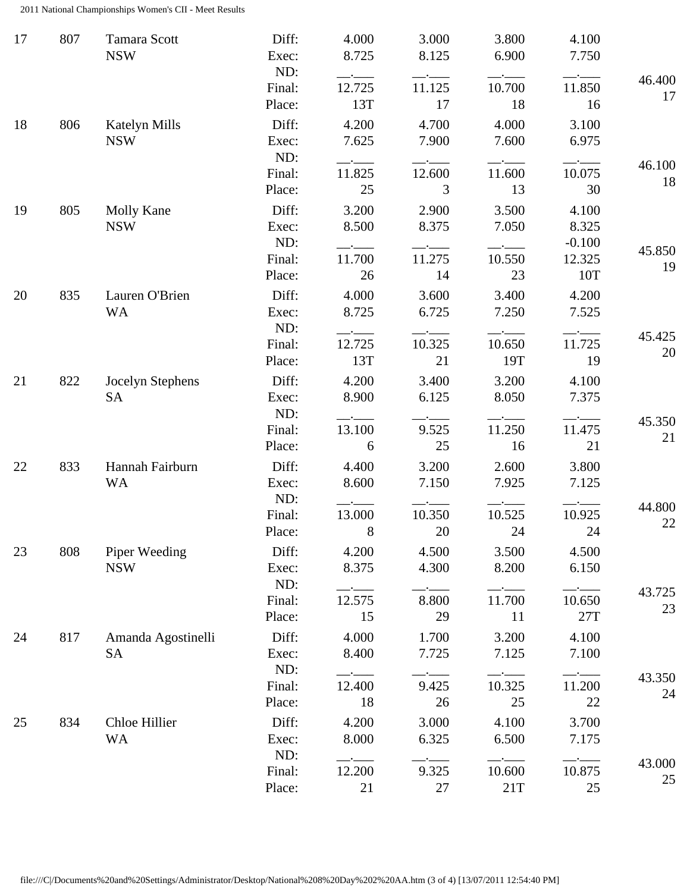| Place | # | Name | | Vault | Bars | Beam | Floor | AA |
|---|---|---|---|---|---|---|---|---|
| 17 | 807 | Tamara Scott<br>NSW | Diff: | 4.000 | 3.000 | 3.800 | 4.100 | |
| | | | Exec: | 8.725 | 8.125 | 6.900 | 7.750 | |
| | | | ND: | __.___ | __.___ | __.___ | __.___ | |
| | | | Final: | 12.725 | 11.125 | 10.700 | 11.850 | 46.400 |
| | | | Place: | 13T | 17 | 18 | 16 | 17 |
| 18 | 806 | Katelyn Mills<br>NSW | Diff: | 4.200 | 4.700 | 4.000 | 3.100 | |
| | | | Exec: | 7.625 | 7.900 | 7.600 | 6.975 | |
| | | | ND: | __.___ | __.___ | __.___ | __.___ | |
| | | | Final: | 11.825 | 12.600 | 11.600 | 10.075 | 46.100 |
| | | | Place: | 25 | 3 | 13 | 30 | 18 |
| 19 | 805 | Molly Kane<br>NSW | Diff: | 3.200 | 2.900 | 3.500 | 4.100 | |
| | | | Exec: | 8.500 | 8.375 | 7.050 | 8.325 | |
| | | | ND: | __.___ | __.___ | __.___ | -0.100 | |
| | | | Final: | 11.700 | 11.275 | 10.550 | 12.325 | 45.850 |
| | | | Place: | 26 | 14 | 23 | 10T | 19 |
| 20 | 835 | Lauren O'Brien<br>WA | Diff: | 4.000 | 3.600 | 3.400 | 4.200 | |
| | | | Exec: | 8.725 | 6.725 | 7.250 | 7.525 | |
| | | | ND: | __.___ | __.___ | __.___ | __.___ | |
| | | | Final: | 12.725 | 10.325 | 10.650 | 11.725 | 45.425 |
| | | | Place: | 13T | 21 | 19T | 19 | 20 |
| 21 | 822 | Jocelyn Stephens<br>SA | Diff: | 4.200 | 3.400 | 3.200 | 4.100 | |
| | | | Exec: | 8.900 | 6.125 | 8.050 | 7.375 | |
| | | | ND: | __.___ | __.___ | __.___ | __.___ | |
| | | | Final: | 13.100 | 9.525 | 11.250 | 11.475 | 45.350 |
| | | | Place: | 6 | 25 | 16 | 21 | 21 |
| 22 | 833 | Hannah Fairburn<br>WA | Diff: | 4.400 | 3.200 | 2.600 | 3.800 | |
| | | | Exec: | 8.600 | 7.150 | 7.925 | 7.125 | |
| | | | ND: | __.___ | __.___ | __.___ | __.___ | |
| | | | Final: | 13.000 | 10.350 | 10.525 | 10.925 | 44.800 |
| | | | Place: | 8 | 20 | 24 | 24 | 22 |
| 23 | 808 | Piper Weeding<br>NSW | Diff: | 4.200 | 4.500 | 3.500 | 4.500 | |
| | | | Exec: | 8.375 | 4.300 | 8.200 | 6.150 | |
| | | | ND: | __.___ | __.___ | __.___ | __.___ | |
| | | | Final: | 12.575 | 8.800 | 11.700 | 10.650 | 43.725 |
| | | | Place: | 15 | 29 | 11 | 27T | 23 |
| 24 | 817 | Amanda Agostinelli<br>SA | Diff: | 4.000 | 1.700 | 3.200 | 4.100 | |
| | | | Exec: | 8.400 | 7.725 | 7.125 | 7.100 | |
| | | | ND: | __.___ | __.___ | __.___ | __.___ | |
| | | | Final: | 12.400 | 9.425 | 10.325 | 11.200 | 43.350 |
| | | | Place: | 18 | 26 | 25 | 22 | 24 |
| 25 | 834 | Chloe Hillier<br>WA | Diff: | 4.200 | 3.000 | 4.100 | 3.700 | |
| | | | Exec: | 8.000 | 6.325 | 6.500 | 7.175 | |
| | | | ND: | __.___ | __.___ | __.___ | __.___ | |
| | | | Final: | 12.200 | 9.325 | 10.600 | 10.875 | 43.000 |
| | | | Place: | 21 | 27 | 21T | 25 | 25 |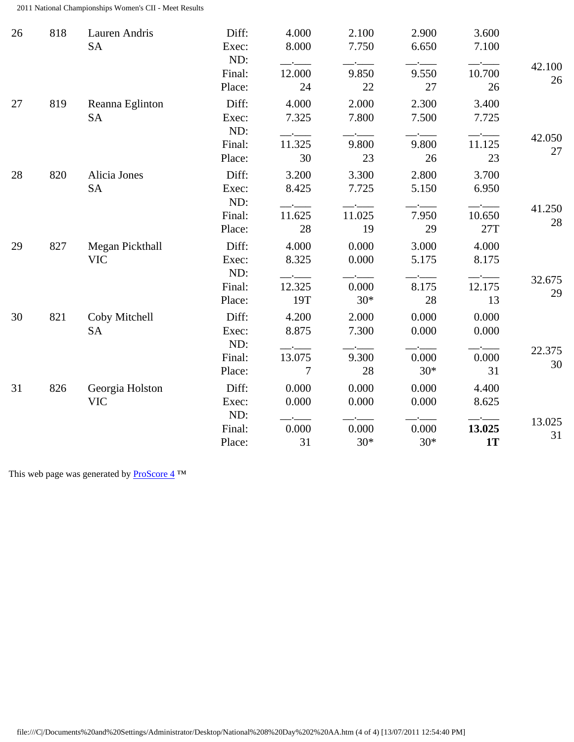| | | | | | | | | |
|---|---|---|---|---|---|---|---|---|
| 26 | 818 | Lauren Andris<br>SA | Diff: | 4.000 | 2.100 | 2.900 | 3.600 | |
| | | | Exec: | 8.000 | 7.750 | 6.650 | 7.100 | |
| | | | ND: | \_\_.\_\_\_ | \_\_.\_\_\_ | \_\_.\_\_\_ | \_\_.\_\_\_ | 42.100 |
| | | | Final: | 12.000 | 9.850 | 9.550 | 10.700 | 26 |
| | | | Place: | 24 | 22 | 27 | 26 | |
| 27 | 819 | Reanna Eglinton<br>SA | Diff: | 4.000 | 2.000 | 2.300 | 3.400 | |
| | | | Exec: | 7.325 | 7.800 | 7.500 | 7.725 | |
| | | | ND: | \_\_.\_\_\_ | \_\_.\_\_\_ | \_\_.\_\_\_ | \_\_.\_\_\_ | 42.050 |
| | | | Final: | 11.325 | 9.800 | 9.800 | 11.125 | 27 |
| | | | Place: | 30 | 23 | 26 | 23 | |
| 28 | 820 | Alicia Jones<br>SA | Diff: | 3.200 | 3.300 | 2.800 | 3.700 | |
| | | | Exec: | 8.425 | 7.725 | 5.150 | 6.950 | |
| | | | ND: | \_\_.\_\_\_ | \_\_.\_\_\_ | \_\_.\_\_\_ | \_\_.\_\_\_ | 41.250 |
| | | | Final: | 11.625 | 11.025 | 7.950 | 10.650 | 28 |
| | | | Place: | 28 | 19 | 29 | 27T | |
| 29 | 827 | Megan Pickthall<br>VIC | Diff: | 4.000 | 0.000 | 3.000 | 4.000 | |
| | | | Exec: | 8.325 | 0.000 | 5.175 | 8.175 | |
| | | | ND: | \_\_.\_\_\_ | \_\_.\_\_\_ | \_\_.\_\_\_ | \_\_.\_\_\_ | 32.675 |
| | | | Final: | 12.325 | 0.000 | 8.175 | 12.175 | 29 |
| | | | Place: | 19T | 30* | 28 | 13 | |
| 30 | 821 | Coby Mitchell<br>SA | Diff: | 4.200 | 2.000 | 0.000 | 0.000 | |
| | | | Exec: | 8.875 | 7.300 | 0.000 | 0.000 | |
| | | | ND: | \_\_.\_\_\_ | \_\_.\_\_\_ | \_\_.\_\_\_ | \_\_.\_\_\_ | 22.375 |
| | | | Final: | 13.075 | 9.300 | 0.000 | 0.000 | 30 |
| | | | Place: | 7 | 28 | 30* | 31 | |
| 31 | 826 | Georgia Holston<br>VIC | Diff: | 0.000 | 0.000 | 0.000 | 4.400 | |
| | | | Exec: | 0.000 | 0.000 | 0.000 | 8.625 | |
| | | | ND: | \_\_.\_\_\_ | \_\_.\_\_\_ | \_\_.\_\_\_ | \_\_.\_\_\_ | 13.025 |
| | | | Final: | 0.000 | 0.000 | 0.000 | **13.025** | 31 |
| | | | Place: | 31 | 30* | 30* | **1T** | |

This web page was generated by ProScore 4 ™